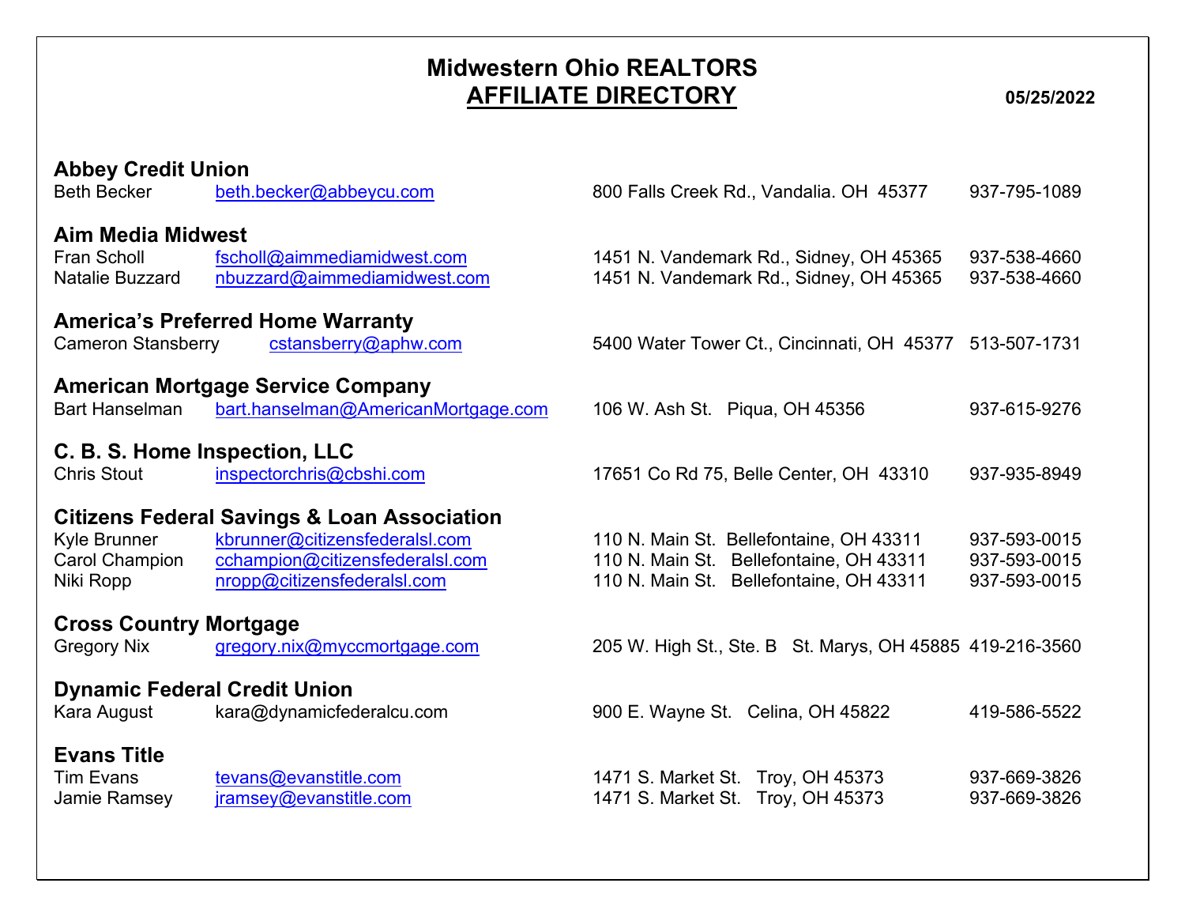# Midwestern Ohio REALTORS
## AFFILIATE DIRECTORY

**05/25/2022**

### Abbey Credit Union

| | | | |
|---|---|---|---|
| Beth Becker | beth.becker@abbeycu.com | 800 Falls Creek Rd., Vandalia. OH 45377 | 937-795-1089 |

### Aim Media Midwest

| | | | |
|---|---|---|---|
| Fran Scholl | fscholl@aimmediamidwest.com | 1451 N. Vandemark Rd., Sidney, OH 45365 | 937-538-4660 |
| Natalie Buzzard | nbuzzard@aimmediamidwest.com | 1451 N. Vandemark Rd., Sidney, OH 45365 | 937-538-4660 |

### America's Preferred Home Warranty

| | | | |
|---|---|---|---|
| Cameron Stansberry | cstansberry@aphw.com | 5400 Water Tower Ct., Cincinnati, OH 45377 | 513-507-1731 |

### American Mortgage Service Company

| | | | |
|---|---|---|---|
| Bart Hanselman | bart.hanselman@AmericanMortgage.com | 106 W. Ash St. Piqua, OH 45356 | 937-615-9276 |

### C. B. S. Home Inspection, LLC

| | | | |
|---|---|---|---|
| Chris Stout | inspectorchris@cbshi.com | 17651 Co Rd 75, Belle Center, OH 43310 | 937-935-8949 |

### Citizens Federal Savings & Loan Association

| | | | |
|---|---|---|---|
| Kyle Brunner | kbrunner@citizensfederalsl.com | 110 N. Main St. Bellefontaine, OH 43311 | 937-593-0015 |
| Carol Champion | cchampion@citizensfederalsl.com | 110 N. Main St. Bellefontaine, OH 43311 | 937-593-0015 |
| Niki Ropp | nropp@citizensfederalsl.com | 110 N. Main St. Bellefontaine, OH 43311 | 937-593-0015 |

### Cross Country Mortgage

| | | | |
|---|---|---|---|
| Gregory Nix | gregory.nix@myccmortgage.com | 205 W. High St., Ste. B St. Marys, OH 45885 | 419-216-3560 |

### Dynamic Federal Credit Union

| | | | |
|---|---|---|---|
| Kara August | kara@dynamicfederalcu.com | 900 E. Wayne St. Celina, OH 45822 | 419-586-5522 |

### Evans Title

| | | | |
|---|---|---|---|
| Tim Evans | tevans@evanstitle.com | 1471 S. Market St. Troy, OH 45373 | 937-669-3826 |
| Jamie Ramsey | jramsey@evanstitle.com | 1471 S. Market St. Troy, OH 45373 | 937-669-3826 |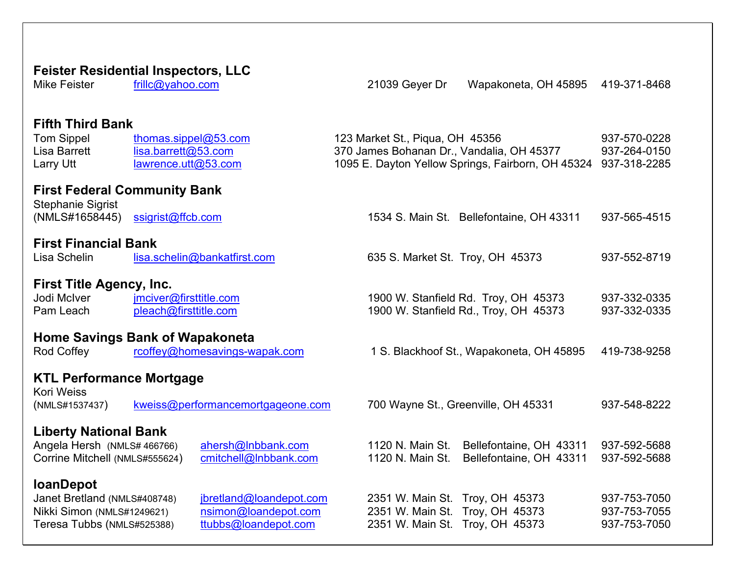**Feister Residential Inspectors, LLC**

Mike Feister frillc@yahoo.com 21039 Geyer Dr Wapakoneta, OH 45895 419-371-8468

**Fifth Third Bank**

Tom Sippel thomas.sippel@53.com 123 Market St., Piqua, OH 45356 937-570-0228
Lisa Barrett lisa.barrett@53.com 370 James Bohanan Dr., Vandalia, OH 45377 937-264-0150
Larry Utt lawrence.utt@53.com 1095 E. Dayton Yellow Springs, Fairborn, OH 45324 937-318-2285

**First Federal Community Bank**

Stephanie Sigrist
(NMLS#1658445) ssigrist@ffcb.com 1534 S. Main St. Bellefontaine, OH 43311 937-565-4515

**First Financial Bank**

Lisa Schelin lisa.schelin@bankatfirst.com 635 S. Market St. Troy, OH 45373 937-552-8719

**First Title Agency, Inc.**

Jodi McIver jmciver@firsttitle.com 1900 W. Stanfield Rd. Troy, OH 45373 937-332-0335
Pam Leach pleach@firsttitle.com 1900 W. Stanfield Rd., Troy, OH 45373 937-332-0335

**Home Savings Bank of Wapakoneta**

Rod Coffey rcoffey@homesavings-wapak.com 1 S. Blackhoof St., Wapakoneta, OH 45895 419-738-9258

**KTL Performance Mortgage**

Kori Weiss
(NMLS#1537437) kweiss@performancemortgageone.com 700 Wayne St., Greenville, OH 45331 937-548-8222

**Liberty National Bank**

Angela Hersh (NMLS# 466766) ahersh@lnbbank.com 1120 N. Main St. Bellefontaine, OH 43311 937-592-5688
Corrine Mitchell (NMLS#555624) cmitchell@lnbbank.com 1120 N. Main St. Bellefontaine, OH 43311 937-592-5688

**loanDepot**

Janet Bretland (NMLS#408748) jbretland@loandepot.com 2351 W. Main St. Troy, OH 45373 937-753-7050
Nikki Simon (NMLS#1249621) nsimon@loandepot.com 2351 W. Main St. Troy, OH 45373 937-753-7055
Teresa Tubbs (NMLS#525388) ttubbs@loandepot.com 2351 W. Main St. Troy, OH 45373 937-753-7050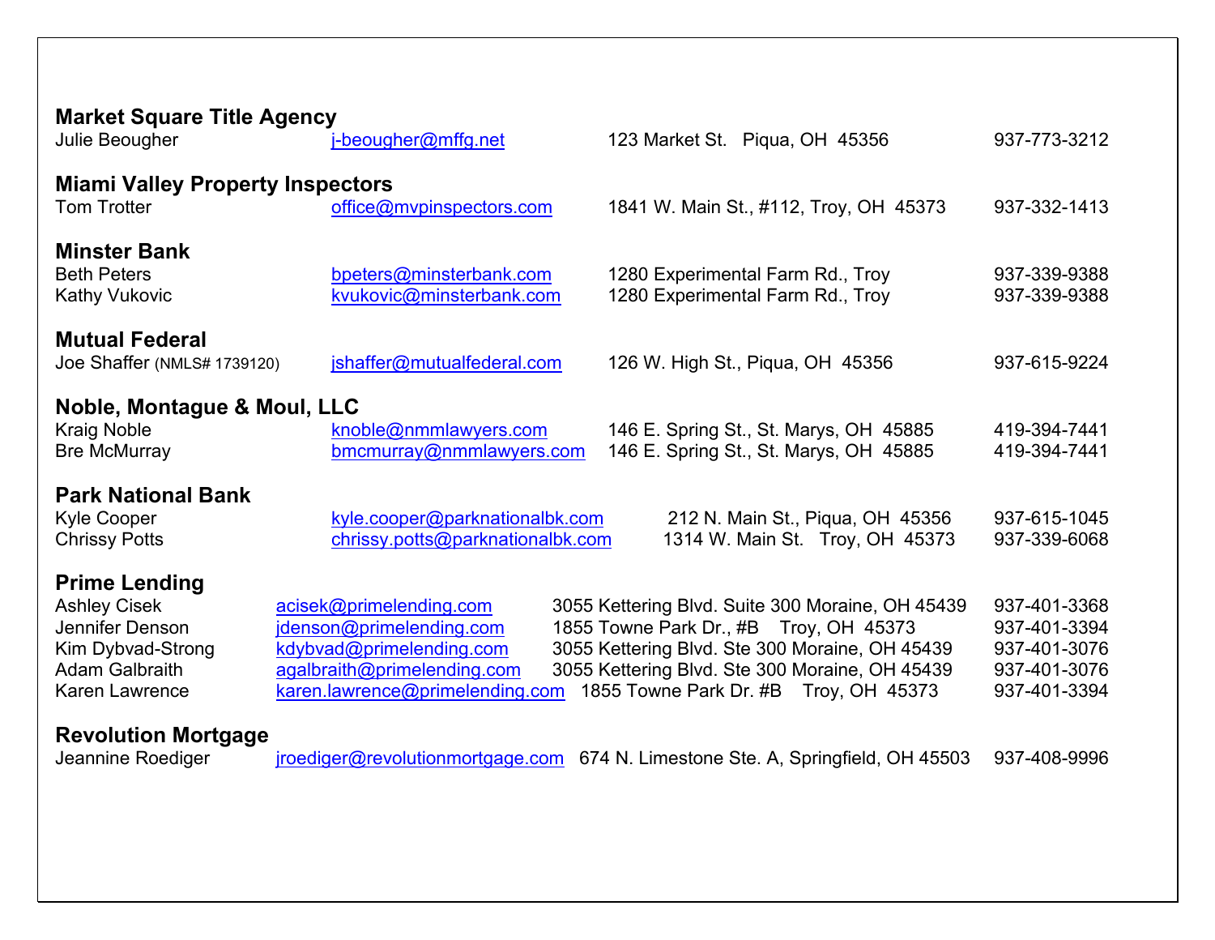**Market Square Title Agency**

| | | | |
|---|---|---|---|
| Julie Beougher | j-beougher@mffg.net | 123 Market St. Piqua, OH 45356 | 937-773-3212 |

**Miami Valley Property Inspectors**

| | | | |
|---|---|---|---|
| Tom Trotter | office@mvpinspectors.com | 1841 W. Main St., #112, Troy, OH 45373 | 937-332-1413 |

**Minster Bank**

| | | | |
|---|---|---|---|
| Beth Peters | bpeters@minsterbank.com | 1280 Experimental Farm Rd., Troy | 937-339-9388 |
| Kathy Vukovic | kvukovic@minsterbank.com | 1280 Experimental Farm Rd., Troy | 937-339-9388 |

**Mutual Federal**

| | | | |
|---|---|---|---|
| Joe Shaffer (NMLS# 1739120) | jshaffer@mutualfederal.com | 126 W. High St., Piqua, OH 45356 | 937-615-9224 |

**Noble, Montague & Moul, LLC**

| | | | |
|---|---|---|---|
| Kraig Noble | knoble@nmmlawyers.com | 146 E. Spring St., St. Marys, OH 45885 | 419-394-7441 |
| Bre McMurray | bmcmurray@nmmlawyers.com | 146 E. Spring St., St. Marys, OH 45885 | 419-394-7441 |

**Park National Bank**

| | | | |
|---|---|---|---|
| Kyle Cooper | kyle.cooper@parknationalbk.com | 212 N. Main St., Piqua, OH 45356 | 937-615-1045 |
| Chrissy Potts | chrissy.potts@parknationalbk.com | 1314 W. Main St. Troy, OH 45373 | 937-339-6068 |

**Prime Lending**

| | | | |
|---|---|---|---|
| Ashley Cisek | acisek@primelending.com | 3055 Kettering Blvd. Suite 300 Moraine, OH 45439 | 937-401-3368 |
| Jennifer Denson | jdenson@primelending.com | 1855 Towne Park Dr., #B Troy, OH 45373 | 937-401-3394 |
| Kim Dybvad-Strong | kdybvad@primelending.com | 3055 Kettering Blvd. Ste 300 Moraine, OH 45439 | 937-401-3076 |
| Adam Galbraith | agalbraith@primelending.com | 3055 Kettering Blvd. Ste 300 Moraine, OH 45439 | 937-401-3076 |
| Karen Lawrence | karen.lawrence@primelending.com | 1855 Towne Park Dr. #B Troy, OH 45373 | 937-401-3394 |

**Revolution Mortgage**

| | | | |
|---|---|---|---|
| Jeannine Roediger | jroediger@revolutionmortgage.com | 674 N. Limestone Ste. A, Springfield, OH 45503 | 937-408-9996 |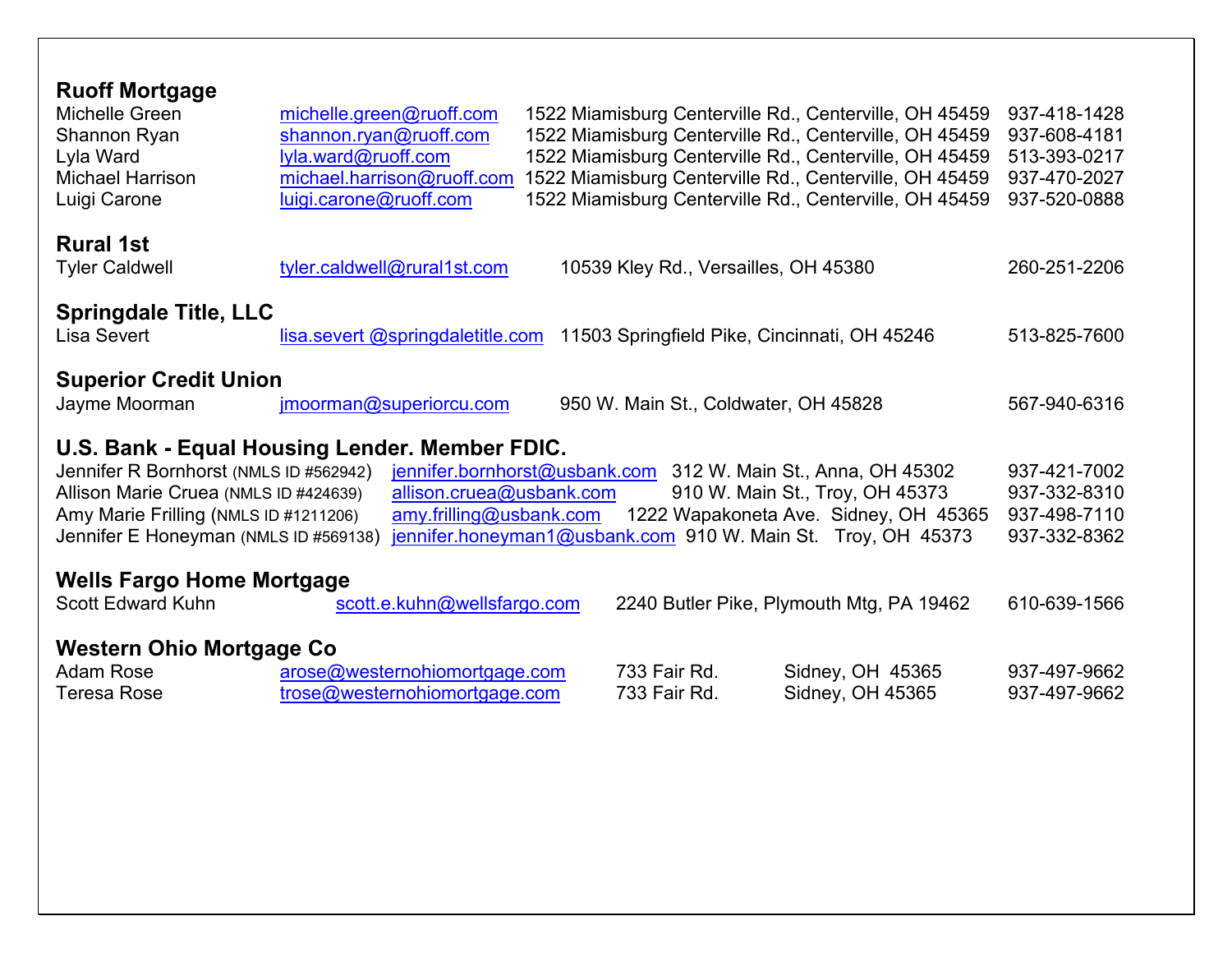**Ruoff Mortgage**

| | | | |
|---|---|---|---|
| Michelle Green | michelle.green@ruoff.com | 1522 Miamisburg Centerville Rd., Centerville, OH 45459 | 937-418-1428 |
| Shannon Ryan | shannon.ryan@ruoff.com | 1522 Miamisburg Centerville Rd., Centerville, OH 45459 | 937-608-4181 |
| Lyla Ward | lyla.ward@ruoff.com | 1522 Miamisburg Centerville Rd., Centerville, OH 45459 | 513-393-0217 |
| Michael Harrison | michael.harrison@ruoff.com | 1522 Miamisburg Centerville Rd., Centerville, OH 45459 | 937-470-2027 |
| Luigi Carone | luigi.carone@ruoff.com | 1522 Miamisburg Centerville Rd., Centerville, OH 45459 | 937-520-0888 |

**Rural 1st**

| | | | |
|---|---|---|---|
| Tyler Caldwell | tyler.caldwell@rural1st.com | 10539 Kley Rd., Versailles, OH 45380 | 260-251-2206 |

**Springdale Title, LLC**

| | | | |
|---|---|---|---|
| Lisa Severt | lisa.severt @springdaletitle.com | 11503 Springfield Pike, Cincinnati, OH 45246 | 513-825-7600 |

**Superior Credit Union**

| | | | |
|---|---|---|---|
| Jayme Moorman | jmoorman@superiorcu.com | 950 W. Main St., Coldwater, OH 45828 | 567-940-6316 |

**U.S. Bank - Equal Housing Lender. Member FDIC.**

| | | | |
|---|---|---|---|
| Jennifer R Bornhorst (NMLS ID #562942) | jennifer.bornhorst@usbank.com | 312 W. Main St., Anna, OH 45302 | 937-421-7002 |
| Allison Marie Cruea (NMLS ID #424639) | allison.cruea@usbank.com | 910 W. Main St., Troy, OH 45373 | 937-332-8310 |
| Amy Marie Frilling (NMLS ID #1211206) | amy.frilling@usbank.com | 1222 Wapakoneta Ave. Sidney, OH 45365 | 937-498-7110 |
| Jennifer E Honeyman (NMLS ID #569138) | jennifer.honeyman1@usbank.com | 910 W. Main St. Troy, OH 45373 | 937-332-8362 |

**Wells Fargo Home Mortgage**

| | | | |
|---|---|---|---|
| Scott Edward Kuhn | scott.e.kuhn@wellsfargo.com | 2240 Butler Pike, Plymouth Mtg, PA 19462 | 610-639-1566 |

**Western Ohio Mortgage Co**

| | | | | |
|---|---|---|---|---|
| Adam Rose | arose@westernohiomortgage.com | 733 Fair Rd. | Sidney, OH 45365 | 937-497-9662 |
| Teresa Rose | trose@westernohiomortgage.com | 733 Fair Rd. | Sidney, OH 45365 | 937-497-9662 |